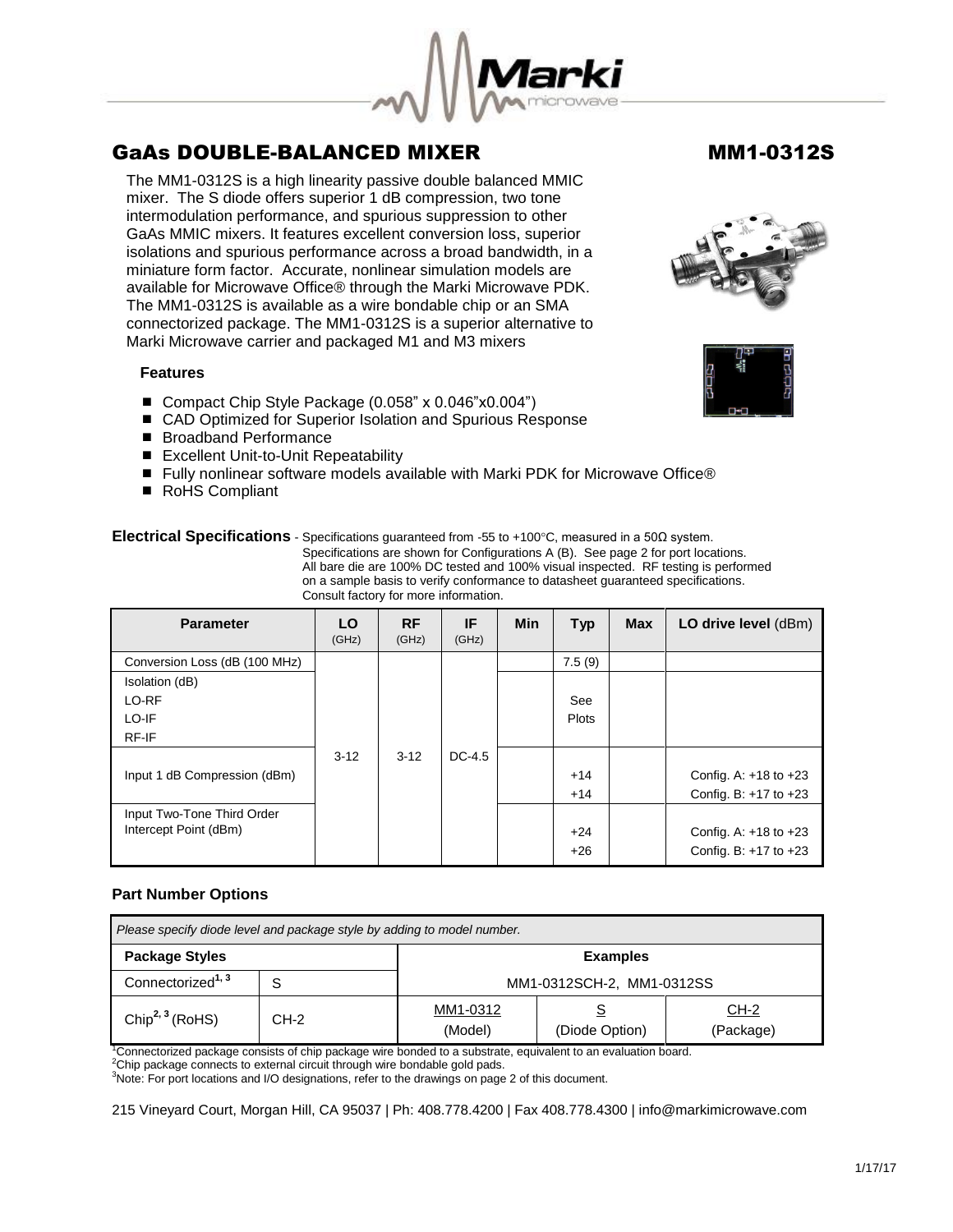# GaAs DOUBLE-BALANCED MIXER

# MM1-0312S

The MM1-0312S is a high linearity passive double balanced MMIC mixer. The S diode offers superior 1 dB compression, two tone intermodulation performance, and spurious suppression to other GaAs MMIC mixers. It features excellent conversion loss, superior isolations and spurious performance across a broad bandwidth, in a miniature form factor. Accurate, nonlinear simulation models are available for Microwave Office® through the Marki Microwave PDK. The MM1-0312S is available as a wire bondable chip or an SMA connectorized package. The MM1-0312S is a superior alternative to Marki Microwave carrier and packaged M1 and M3 mixers

### Features

- Compact Chip Style Package (0.058" x 0.046"x0.004")
- CAD Optimized for Superior Isolation and Spurious Response
- Broadband Performance
- Excellent Unit-to-Unit Repeatability
- Fully nonlinear software models available with Marki PDK for Microwave Office®
- RoHS Compliant

**Electrical Specifications** - Specifications guaranteed from -55 to +100°C, measured in a 50Ω system. Specifications are shown for Configurations A (B). See page 2 for port locations. All bare die are 100% DC tested and 100% visual inspected. RF testing is performed on a sample basis to verify conformance to datasheet guaranteed specifications. Consult factory for more information.

| Parameter | LO (GHz) | RF (GHz) | IF (GHz) | Min | Typ | Max | LO drive level (dBm) |
|---|---|---|---|---|---|---|---|
| Conversion Loss (dB (100 MHz) | 3-12 | 3-12 | DC-4.5 | | 7.5 (9) | | |
| Isolation (dB)<br>LO-RF<br>LO-IF<br>RF-IF | | | | | See Plots | | |
| Input 1 dB Compression (dBm) | | | | | +14<br>+14 | | Config. A: +18 to +23<br>Config. B: +17 to +23 |
| Input Two-Tone Third Order Intercept Point (dBm) | | | | | +24<br>+26 | | Config. A: +18 to +23<br>Config. B: +17 to +23 |

### Part Number Options

| *Please specify diode level and package style by adding to model number.* | | | | |
|---|---|---|---|---|
| **Package Styles** | | **Examples** | | |
| Connectorized[1, 3] | S | MM1-0312SCH-2, MM1-0312SS | | |
| Chip[2, 3] (RoHS) | CH-2 | MM1-0312 (Model) | S (Diode Option) | CH-2 (Package) |

[1]Connectorized package consists of chip package wire bonded to a substrate, equivalent to an evaluation board.
[2]Chip package connects to external circuit through wire bondable gold pads.
[3]Note: For port locations and I/O designations, refer to the drawings on page 2 of this document.

215 Vineyard Court, Morgan Hill, CA 95037 | Ph: 408.778.4200 | Fax 408.778.4300 | info@markimicrowave.com

1/17/17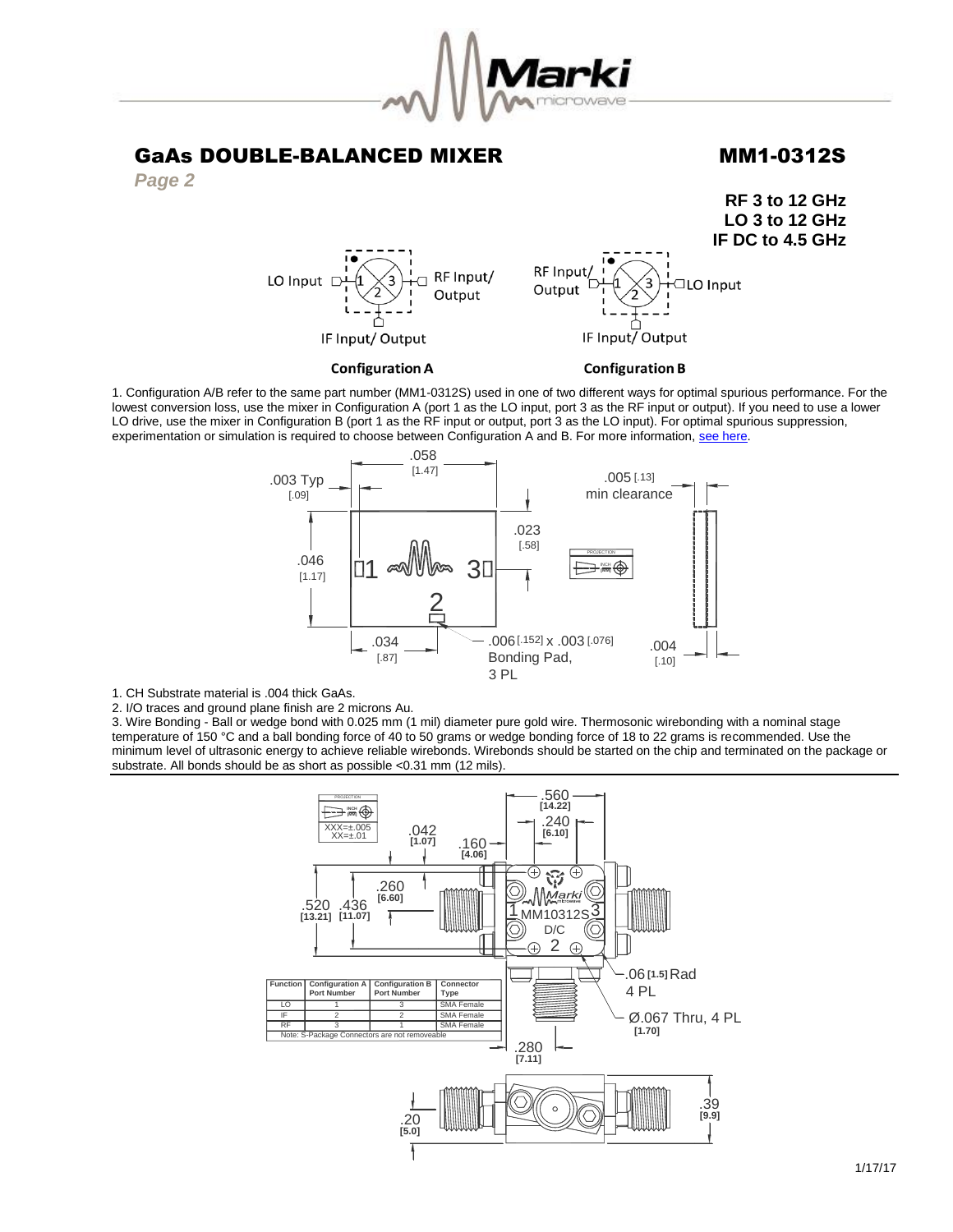# GaAs DOUBLE-BALANCED MIXER

# MM1-0312S

*Page 2*

**RF 3 to 12 GHz**
**LO 3 to 12 GHz**
**IF DC to 4.5 GHz**

LO Input — 1 — 3 — RF Input/ Output; 2 — IF Input/ Output

**Configuration A**

RF Input/ Output — 1 — 3 — LO Input; 2 — IF Input/ Output

**Configuration B**

1. Configuration A/B refer to the same part number (MM1-0312S) used in one of two different ways for optimal spurious performance. For the lowest conversion loss, use the mixer in Configuration A (port 1 as the LO input, port 3 as the RF input or output). If you need to use a lower LO drive, use the mixer in Configuration B (port 1 as the RF input or output, port 3 as the LO input). For optimal spurious suppression, experimentation or simulation is required to choose between Configuration A and B. For more information, see here.

.058 [1.47]; .003 Typ [.09]; .046 [1.17]; .023 [.58]; .034 [.87]; .005 [.13] min clearance; .004 [.10]; .006 [.152] x .003 [.076] Bonding Pad, 3 PL

1. CH Substrate material is .004 thick GaAs.
2. I/O traces and ground plane finish are 2 microns Au.
3. Wire Bonding - Ball or wedge bond with 0.025 mm (1 mil) diameter pure gold wire. Thermosonic wirebonding with a nominal stage temperature of 150 °C and a ball bonding force of 40 to 50 grams or wedge bonding force of 18 to 22 grams is recommended. Use the minimum level of ultrasonic energy to achieve reliable wirebonds. Wirebonds should be started on the chip and terminated on the package or substrate. All bonds should be as short as possible <0.31 mm (12 mils).

XXX=±.005
XX=±.01

.560 [14.22]; .240 [6.10]; .042 [1.07]; .160 [4.06]; .260 [6.60]; .520 [13.21]; .436 [11.07]; .06 [1.5] Rad 4 PL; Ø.067 Thru, 4 PL [1.70]; .280 [7.11]; .20 [5.0]; .39 [9.9]

| Function | Configuration A Port Number | Configuration B Port Number | Connector Type |
|---|---|---|---|
| LO | 1 | 3 | SMA Female |
| IF | 2 | 2 | SMA Female |
| RF | 3 | 1 | SMA Female |

Note: S-Package Connectors are not removeable

1/17/17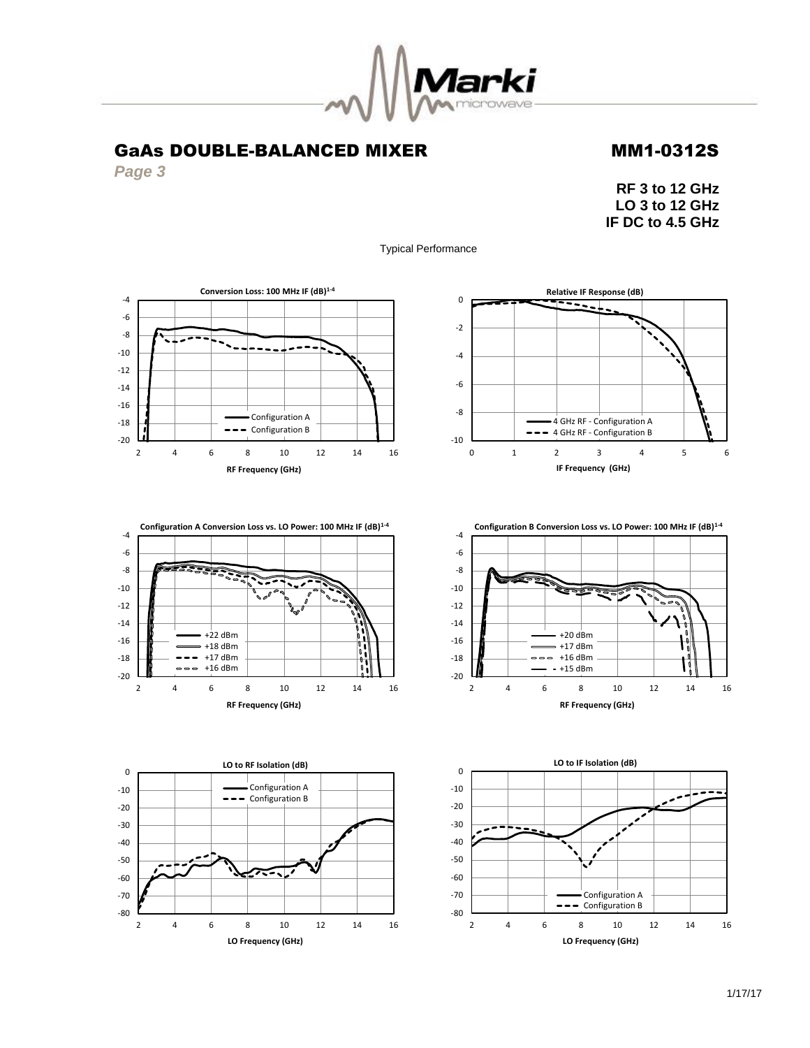# GaAs DOUBLE-BALANCED MIXER

# MM1-0312S

**RF 3 to 12 GHz**
**LO 3 to 12 GHz**
**IF DC to 4.5 GHz**

Typical Performance

**Conversion Loss: 100 MHz IF (dB)[1-4]**

**Relative IF Response (dB)**

**Configuration A Conversion Loss vs. LO Power: 100 MHz IF (dB)[1-4]**

**Configuration B Conversion Loss vs. LO Power: 100 MHz IF (dB)[1-4]**

**LO to RF Isolation (dB)**

**LO to IF Isolation (dB)**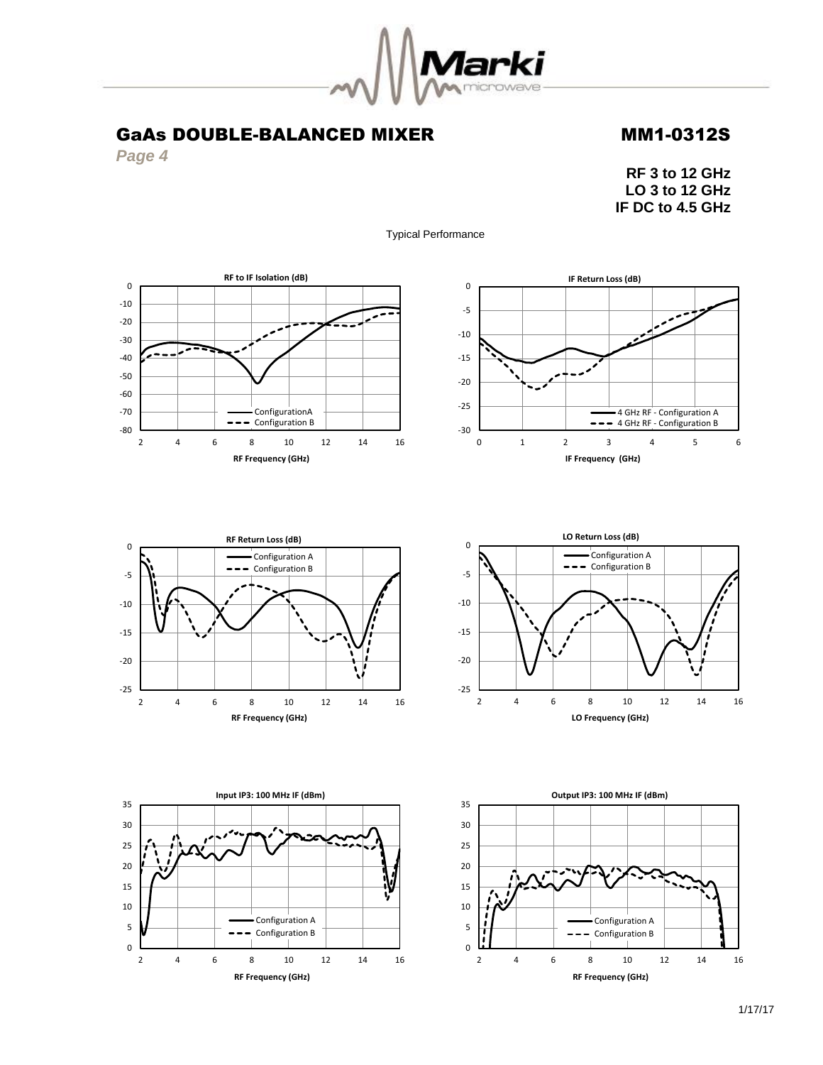# GaAs DOUBLE-BALANCED MIXER

# MM1-0312S

*Page 4*

**RF 3 to 12 GHz**
**LO 3 to 12 GHz**
**IF DC to 4.5 GHz**

Typical Performance

**RF to IF Isolation (dB)**

Y-axis: 0 to -80; X-axis: RF Frequency (GHz), 2 to 16. Legend: ConfigurationA, Configuration B

**IF Return Loss (dB)**

Y-axis: 0 to -30; X-axis: IF Frequency (GHz), 0 to 6. Legend: 4 GHz RF - Configuration A, 4 GHz RF - Configuration B

**RF Return Loss (dB)**

Y-axis: 0 to -25; X-axis: RF Frequency (GHz), 2 to 16. Legend: Configuration A, Configuration B

**LO Return Loss (dB)**

Y-axis: 0 to -25; X-axis: LO Frequency (GHz), 2 to 16. Legend: Configuration A, Configuration B

**Input IP3: 100 MHz IF (dBm)**

Y-axis: 0 to 35; X-axis: RF Frequency (GHz), 2 to 16. Legend: Configuration A, Configuration B

**Output IP3: 100 MHz IF (dBm)**

Y-axis: 0 to 35; X-axis: RF Frequency (GHz), 2 to 16. Legend: Configuration A, Configuration B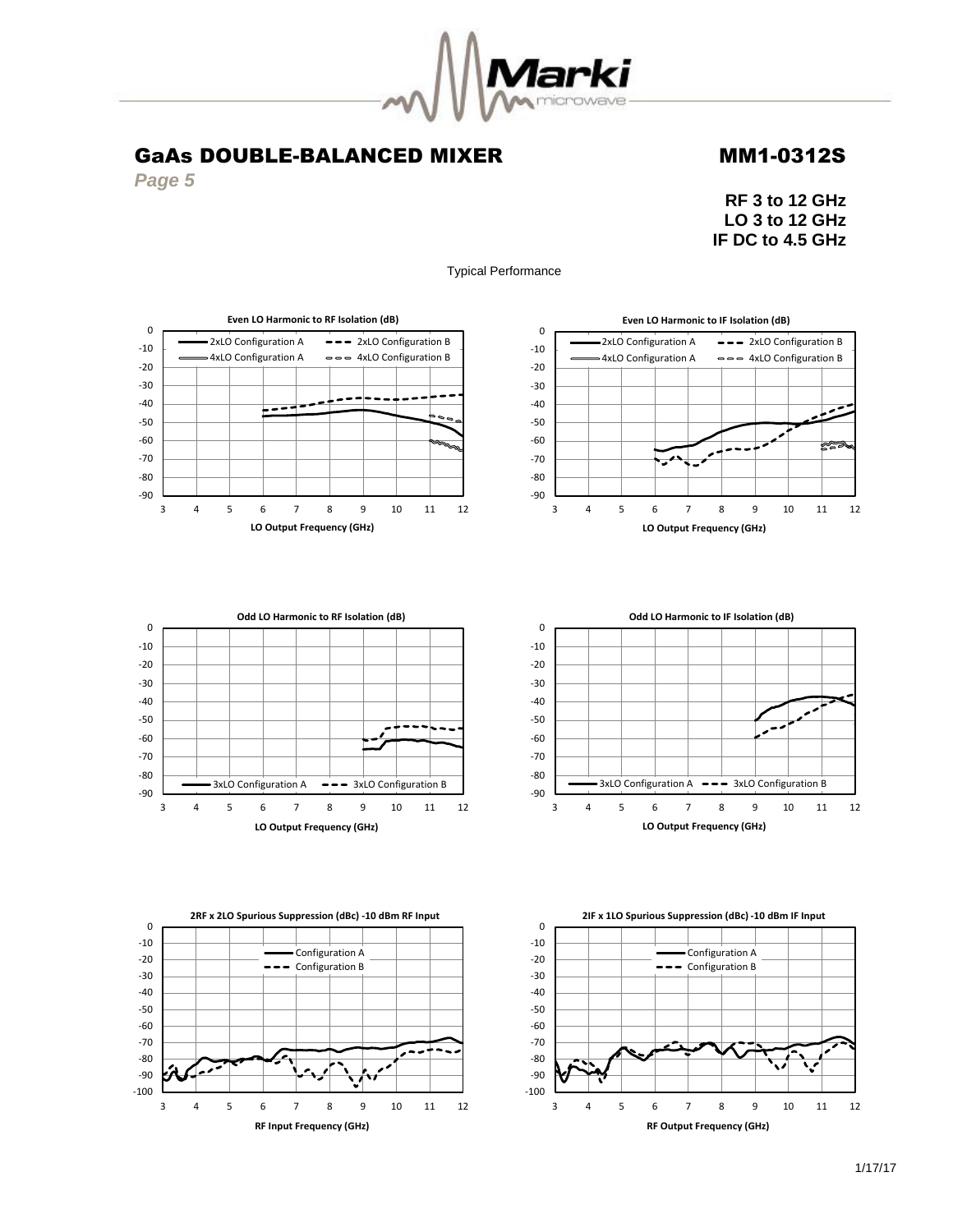# GaAs DOUBLE-BALANCED MIXER

# MM1-0312S

*Page 5*

**RF 3 to 12 GHz**
**LO 3 to 12 GHz**
**IF DC to 4.5 GHz**

Typical Performance

**Even LO Harmonic to RF Isolation (dB)**

2xLO Configuration A / 2xLO Configuration B / 4xLO Configuration A / 4xLO Configuration B

LO Output Frequency (GHz)

**Even LO Harmonic to IF Isolation (dB)**

2xLO Configuration A / 2xLO Configuration B / 4xLO Configuration A / 4xLO Configuration B

LO Output Frequency (GHz)

**Odd LO Harmonic to RF Isolation (dB)**

3xLO Configuration A / 3xLO Configuration B

LO Output Frequency (GHz)

**Odd LO Harmonic to IF Isolation (dB)**

3xLO Configuration A / 3xLO Configuration B

LO Output Frequency (GHz)

**2RF x 2LO Spurious Suppression (dBc) -10 dBm RF Input**

Configuration A / Configuration B

RF Input Frequency (GHz)

**2IF x 1LO Spurious Suppression (dBc) -10 dBm IF Input**

Configuration A / Configuration B

RF Output Frequency (GHz)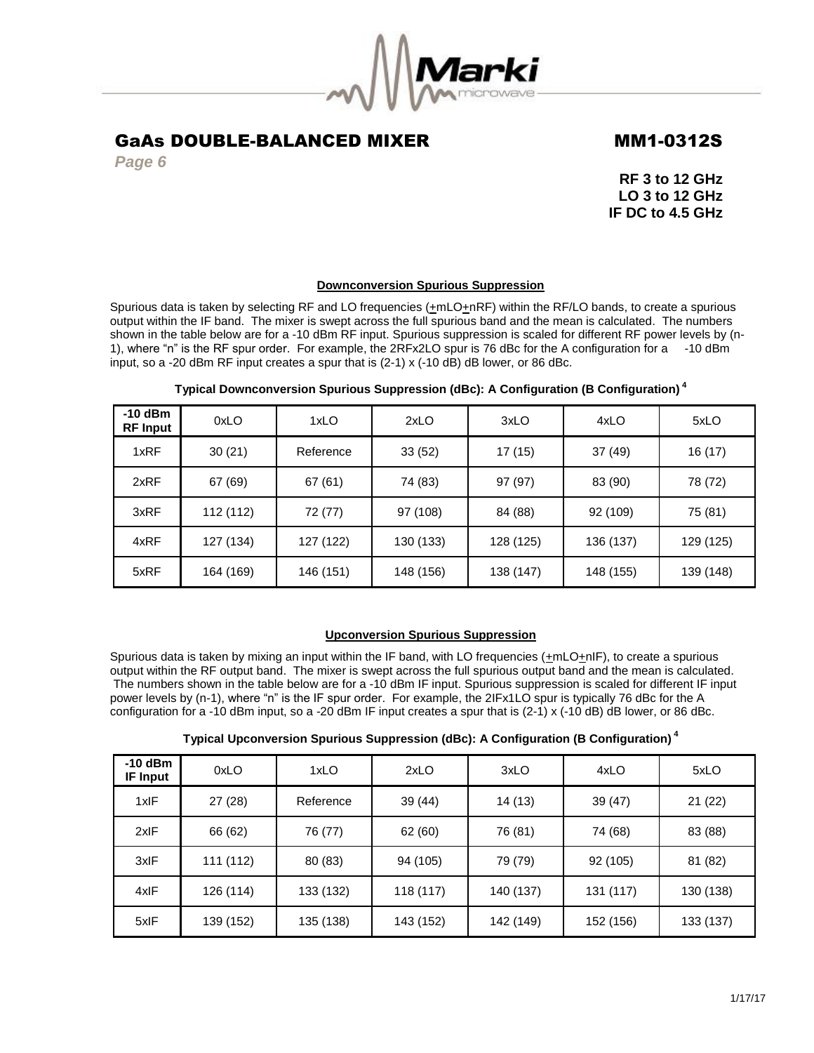# GaAs DOUBLE-BALANCED MIXER

# MM1-0312S

**RF 3 to 12 GHz**
**LO 3 to 12 GHz**
**IF DC to 4.5 GHz**

## Downconversion Spurious Suppression

Spurious data is taken by selecting RF and LO frequencies (±mLO±nRF) within the RF/LO bands, to create a spurious output within the IF band. The mixer is swept across the full spurious band and the mean is calculated. The numbers shown in the table below are for a -10 dBm RF input. Spurious suppression is scaled for different RF power levels by (n-1), where "n" is the RF spur order. For example, the 2RFx2LO spur is 76 dBc for the A configuration for a -10 dBm input, so a -20 dBm RF input creates a spur that is (2-1) x (-10 dB) dB lower, or 86 dBc.

**Typical Downconversion Spurious Suppression (dBc): A Configuration (B Configuration) [4]**

| -10 dBm RF Input | 0xLO | 1xLO | 2xLO | 3xLO | 4xLO | 5xLO |
|---|---|---|---|---|---|---|
| 1xRF | 30 (21) | Reference | 33 (52) | 17 (15) | 37 (49) | 16 (17) |
| 2xRF | 67 (69) | 67 (61) | 74 (83) | 97 (97) | 83 (90) | 78 (72) |
| 3xRF | 112 (112) | 72 (77) | 97 (108) | 84 (88) | 92 (109) | 75 (81) |
| 4xRF | 127 (134) | 127 (122) | 130 (133) | 128 (125) | 136 (137) | 129 (125) |
| 5xRF | 164 (169) | 146 (151) | 148 (156) | 138 (147) | 148 (155) | 139 (148) |

## Upconversion Spurious Suppression

Spurious data is taken by mixing an input within the IF band, with LO frequencies (±mLO±nIF), to create a spurious output within the RF output band. The mixer is swept across the full spurious output band and the mean is calculated. The numbers shown in the table below are for a -10 dBm IF input. Spurious suppression is scaled for different IF input power levels by (n-1), where "n" is the IF spur order. For example, the 2IFx1LO spur is typically 76 dBc for the A configuration for a -10 dBm input, so a -20 dBm IF input creates a spur that is (2-1) x (-10 dB) dB lower, or 86 dBc.

**Typical Upconversion Spurious Suppression (dBc): A Configuration (B Configuration) [4]**

| -10 dBm IF Input | 0xLO | 1xLO | 2xLO | 3xLO | 4xLO | 5xLO |
|---|---|---|---|---|---|---|
| 1xIF | 27 (28) | Reference | 39 (44) | 14 (13) | 39 (47) | 21 (22) |
| 2xIF | 66 (62) | 76 (77) | 62 (60) | 76 (81) | 74 (68) | 83 (88) |
| 3xIF | 111 (112) | 80 (83) | 94 (105) | 79 (79) | 92 (105) | 81 (82) |
| 4xIF | 126 (114) | 133 (132) | 118 (117) | 140 (137) | 131 (117) | 130 (138) |
| 5xIF | 139 (152) | 135 (138) | 143 (152) | 142 (149) | 152 (156) | 133 (137) |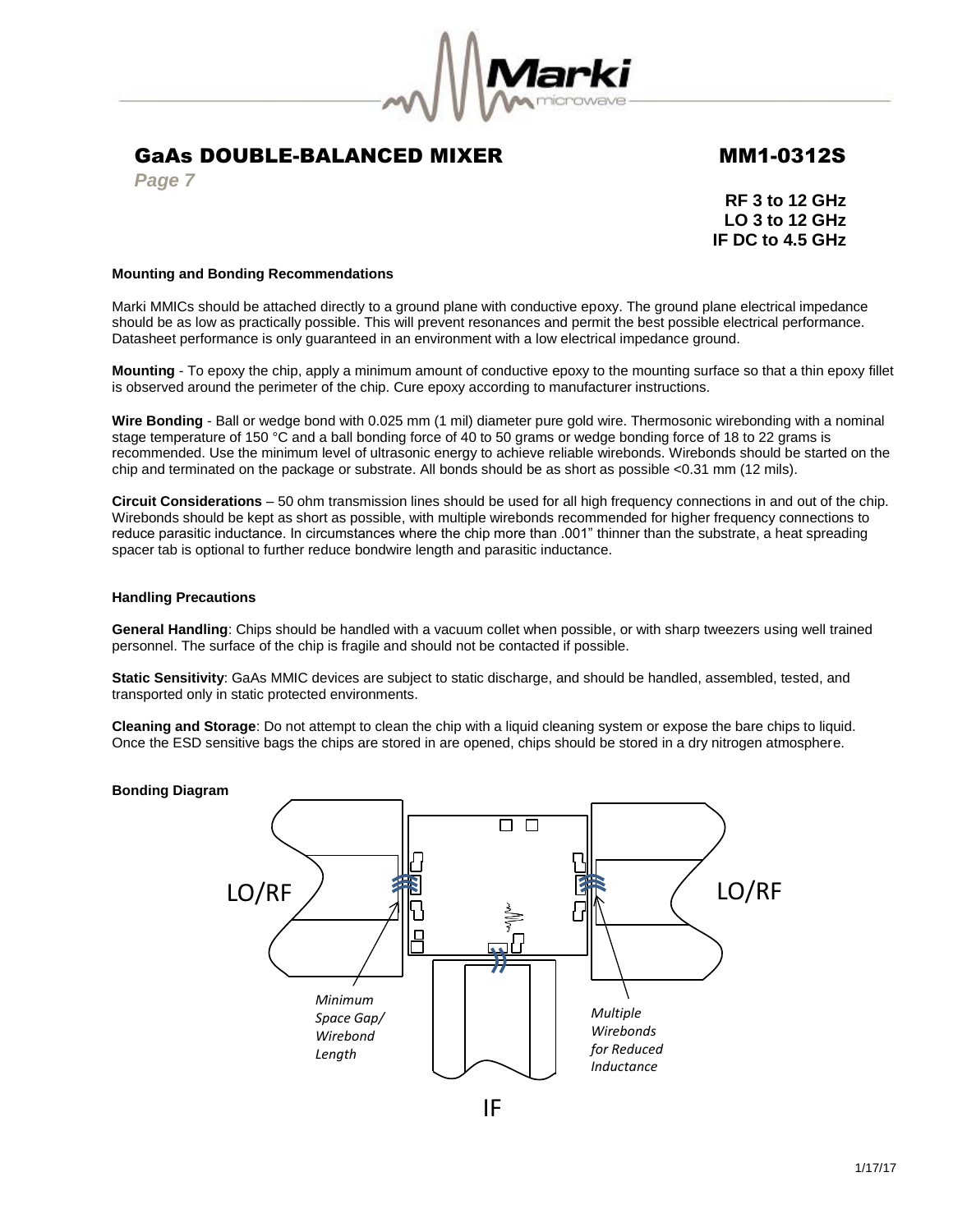# GaAs DOUBLE-BALANCED MIXER

# MM1-0312S

**RF 3 to 12 GHz**
**LO 3 to 12 GHz**
**IF DC to 4.5 GHz**

### Mounting and Bonding Recommendations

Marki MMICs should be attached directly to a ground plane with conductive epoxy. The ground plane electrical impedance should be as low as practically possible. This will prevent resonances and permit the best possible electrical performance. Datasheet performance is only guaranteed in an environment with a low electrical impedance ground.

**Mounting** - To epoxy the chip, apply a minimum amount of conductive epoxy to the mounting surface so that a thin epoxy fillet is observed around the perimeter of the chip. Cure epoxy according to manufacturer instructions.

**Wire Bonding** - Ball or wedge bond with 0.025 mm (1 mil) diameter pure gold wire. Thermosonic wirebonding with a nominal stage temperature of 150 °C and a ball bonding force of 40 to 50 grams or wedge bonding force of 18 to 22 grams is recommended. Use the minimum level of ultrasonic energy to achieve reliable wirebonds. Wirebonds should be started on the chip and terminated on the package or substrate. All bonds should be as short as possible <0.31 mm (12 mils).

**Circuit Considerations** – 50 ohm transmission lines should be used for all high frequency connections in and out of the chip. Wirebonds should be kept as short as possible, with multiple wirebonds recommended for higher frequency connections to reduce parasitic inductance. In circumstances where the chip more than .001" thinner than the substrate, a heat spreading spacer tab is optional to further reduce bondwire length and parasitic inductance.

### Handling Precautions

**General Handling**: Chips should be handled with a vacuum collet when possible, or with sharp tweezers using well trained personnel. The surface of the chip is fragile and should not be contacted if possible.

**Static Sensitivity**: GaAs MMIC devices are subject to static discharge, and should be handled, assembled, tested, and transported only in static protected environments.

**Cleaning and Storage**: Do not attempt to clean the chip with a liquid cleaning system or expose the bare chips to liquid. Once the ESD sensitive bags the chips are stored in are opened, chips should be stored in a dry nitrogen atmosphere.

### Bonding Diagram

LO/RF

LO/RF

IF

*Minimum Space Gap/ Wirebond Length*

*Multiple Wirebonds for Reduced Inductance*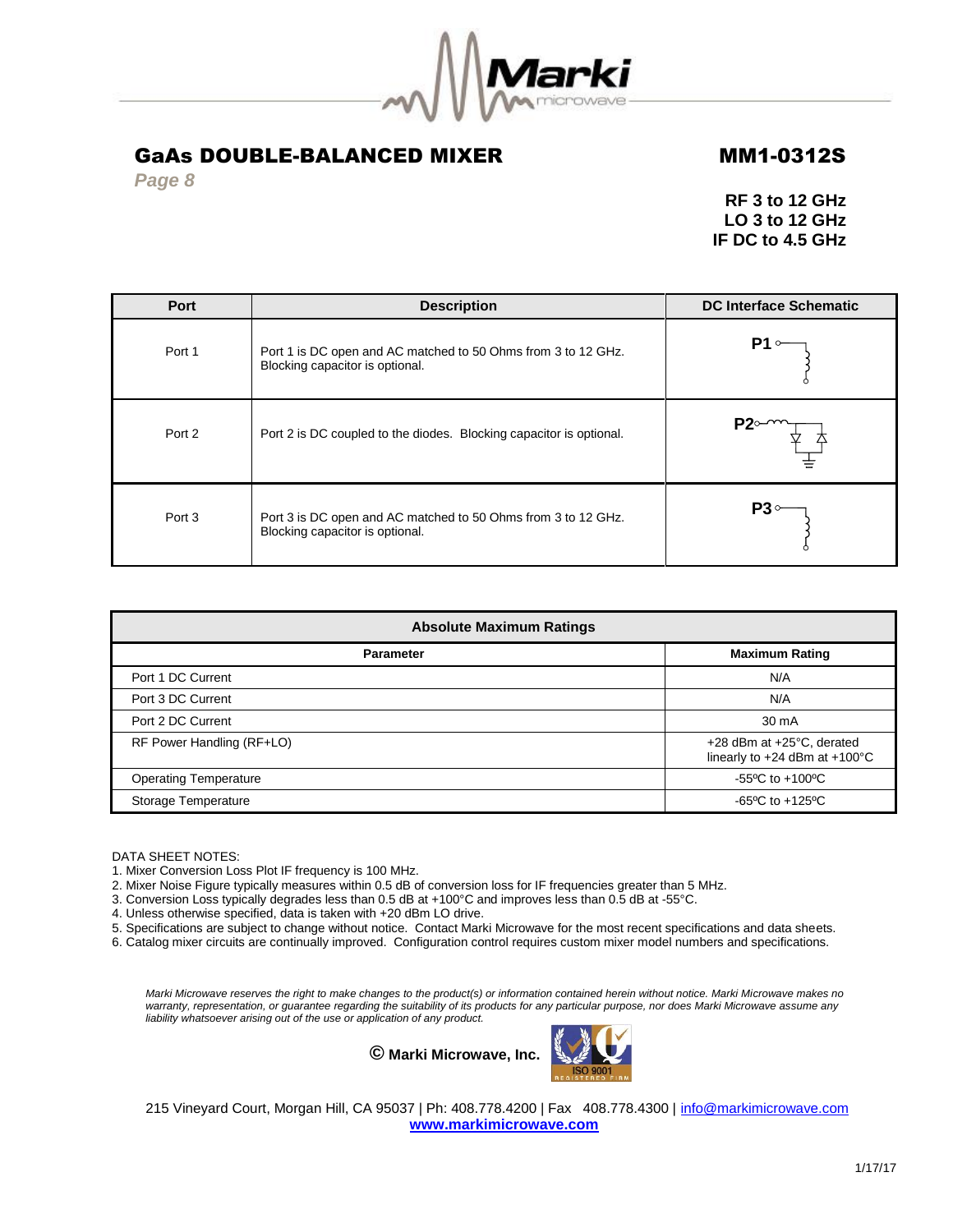# GaAs DOUBLE-BALANCED MIXER

# MM1-0312S

**RF 3 to 12 GHz**
**LO 3 to 12 GHz**
**IF DC to 4.5 GHz**

| Port | Description | DC Interface Schematic |
|---|---|---|
| Port 1 | Port 1 is DC open and AC matched to 50 Ohms from 3 to 12 GHz. Blocking capacitor is optional. | P1 |
| Port 2 | Port 2 is DC coupled to the diodes. Blocking capacitor is optional. | P2 |
| Port 3 | Port 3 is DC open and AC matched to 50 Ohms from 3 to 12 GHz. Blocking capacitor is optional. | P3 |

| Absolute Maximum Ratings | |
|---|---|
| **Parameter** | **Maximum Rating** |
| Port 1 DC Current | N/A |
| Port 3 DC Current | N/A |
| Port 2 DC Current | 30 mA |
| RF Power Handling (RF+LO) | +28 dBm at +25°C, derated linearly to +24 dBm at +100°C |
| Operating Temperature | -55ºC to +100ºC |
| Storage Temperature | -65ºC to +125ºC |

DATA SHEET NOTES:
1. Mixer Conversion Loss Plot IF frequency is 100 MHz.
2. Mixer Noise Figure typically measures within 0.5 dB of conversion loss for IF frequencies greater than 5 MHz.
3. Conversion Loss typically degrades less than 0.5 dB at +100°C and improves less than 0.5 dB at -55°C.
4. Unless otherwise specified, data is taken with +20 dBm LO drive.
5. Specifications are subject to change without notice. Contact Marki Microwave for the most recent specifications and data sheets.
6. Catalog mixer circuits are continually improved. Configuration control requires custom mixer model numbers and specifications.

*Marki Microwave reserves the right to make changes to the product(s) or information contained herein without notice. Marki Microwave makes no warranty, representation, or guarantee regarding the suitability of its products for any particular purpose, nor does Marki Microwave assume any liability whatsoever arising out of the use or application of any product.*

**© Marki Microwave, Inc.**

215 Vineyard Court, Morgan Hill, CA 95037 | Ph: 408.778.4200 | Fax 408.778.4300 | info@markimicrowave.com
**www.markimicrowave.com**

1/17/17